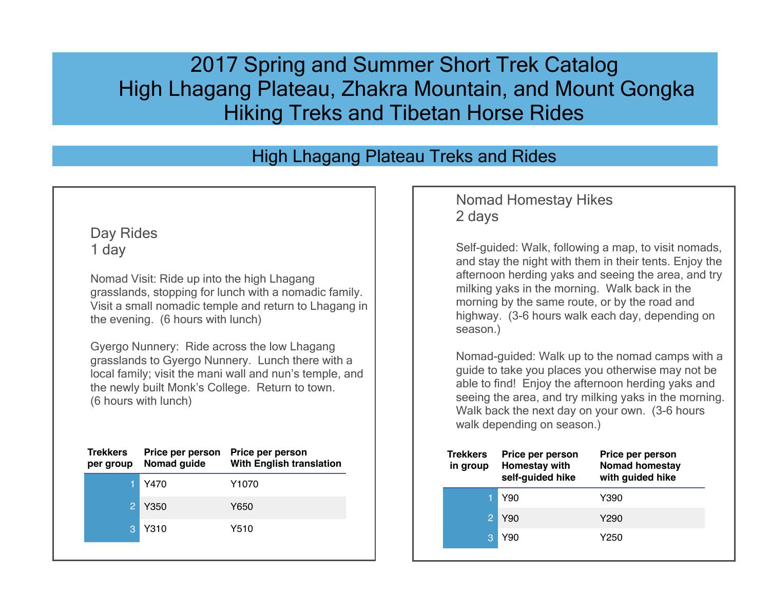# 2017 Spring and Summer Short Trek Catalog
# High Lhagang Plateau, Zhakra Mountain, and Mount Gongka
# Hiking Treks and Tibetan Horse Rides

## High Lhagang Plateau Treks and Rides

### Day Rides
1 day

Nomad Visit: Ride up into the high Lhagang grasslands, stopping for lunch with a nomadic family. Visit a small nomadic temple and return to Lhagang in the evening. (6 hours with lunch)

Gyergo Nunnery: Ride across the low Lhagang grasslands to Gyergo Nunnery. Lunch there with a local family; visit the mani wall and nun's temple, and the newly built Monk's College. Return to town. (6 hours with lunch)

| Trekkers per group | Price per person Nomad guide | Price per person With English translation |
|---|---|---|
| 1 | Y470 | Y1070 |
| 2 | Y350 | Y650 |
| 3 | Y310 | Y510 |

### Nomad Homestay Hikes
2 days

Self-guided: Walk, following a map, to visit nomads, and stay the night with them in their tents. Enjoy the afternoon herding yaks and seeing the area, and try milking yaks in the morning. Walk back in the morning by the same route, or by the road and highway. (3-6 hours walk each day, depending on season.)

Nomad-guided: Walk up to the nomad camps with a guide to take you places you otherwise may not be able to find! Enjoy the afternoon herding yaks and seeing the area, and try milking yaks in the morning. Walk back the next day on your own. (3-6 hours walk depending on season.)

| Trekkers in group | Price per person Homestay with self-guided hike | Price per person Nomad homestay with guided hike |
|---|---|---|
| 1 | Y90 | Y390 |
| 2 | Y90 | Y290 |
| 3 | Y90 | Y250 |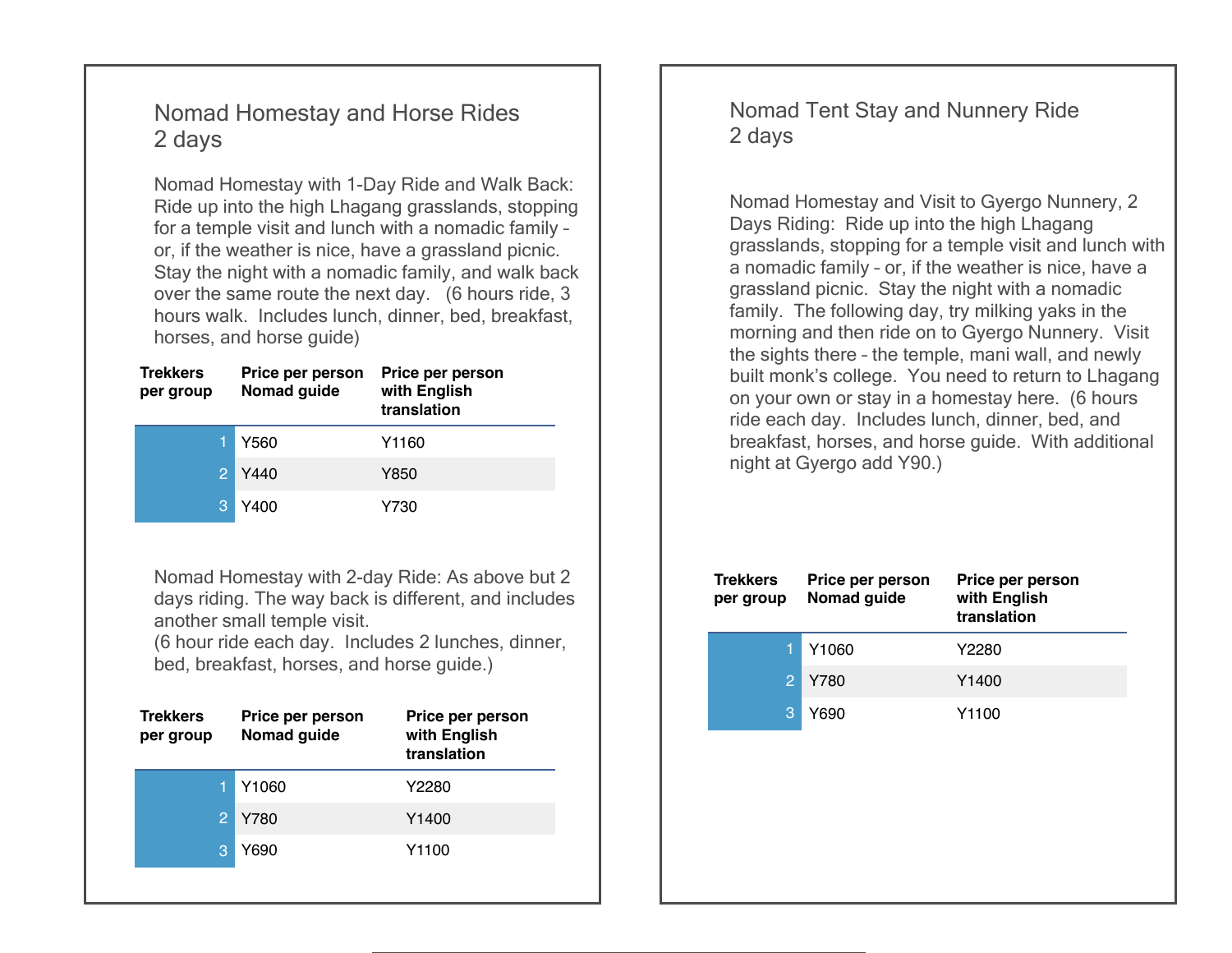## Nomad Homestay and Horse Rides
## 2 days

Nomad Homestay with 1-Day Ride and Walk Back: Ride up into the high Lhagang grasslands, stopping for a temple visit and lunch with a nomadic family – or, if the weather is nice, have a grassland picnic. Stay the night with a nomadic family, and walk back over the same route the next day. (6 hours ride, 3 hours walk. Includes lunch, dinner, bed, breakfast, horses, and horse guide)

| Trekkers per group | Price per person Nomad guide | Price per person with English translation |
|---|---|---|
| 1 | Y560 | Y1160 |
| 2 | Y440 | Y850 |
| 3 | Y400 | Y730 |

Nomad Homestay with 2-day Ride: As above but 2 days riding. The way back is different, and includes another small temple visit.
(6 hour ride each day. Includes 2 lunches, dinner, bed, breakfast, horses, and horse guide.)

| Trekkers per group | Price per person Nomad guide | Price per person with English translation |
|---|---|---|
| 1 | Y1060 | Y2280 |
| 2 | Y780 | Y1400 |
| 3 | Y690 | Y1100 |

## Nomad Tent Stay and Nunnery Ride
## 2 days

Nomad Homestay and Visit to Gyergo Nunnery, 2 Days Riding: Ride up into the high Lhagang grasslands, stopping for a temple visit and lunch with a nomadic family – or, if the weather is nice, have a grassland picnic. Stay the night with a nomadic family. The following day, try milking yaks in the morning and then ride on to Gyergo Nunnery. Visit the sights there – the temple, mani wall, and newly built monk's college. You need to return to Lhagang on your own or stay in a homestay here. (6 hours ride each day. Includes lunch, dinner, bed, and breakfast, horses, and horse guide. With additional night at Gyergo add Y90.)

| Trekkers per group | Price per person Nomad guide | Price per person with English translation |
|---|---|---|
| 1 | Y1060 | Y2280 |
| 2 | Y780 | Y1400 |
| 3 | Y690 | Y1100 |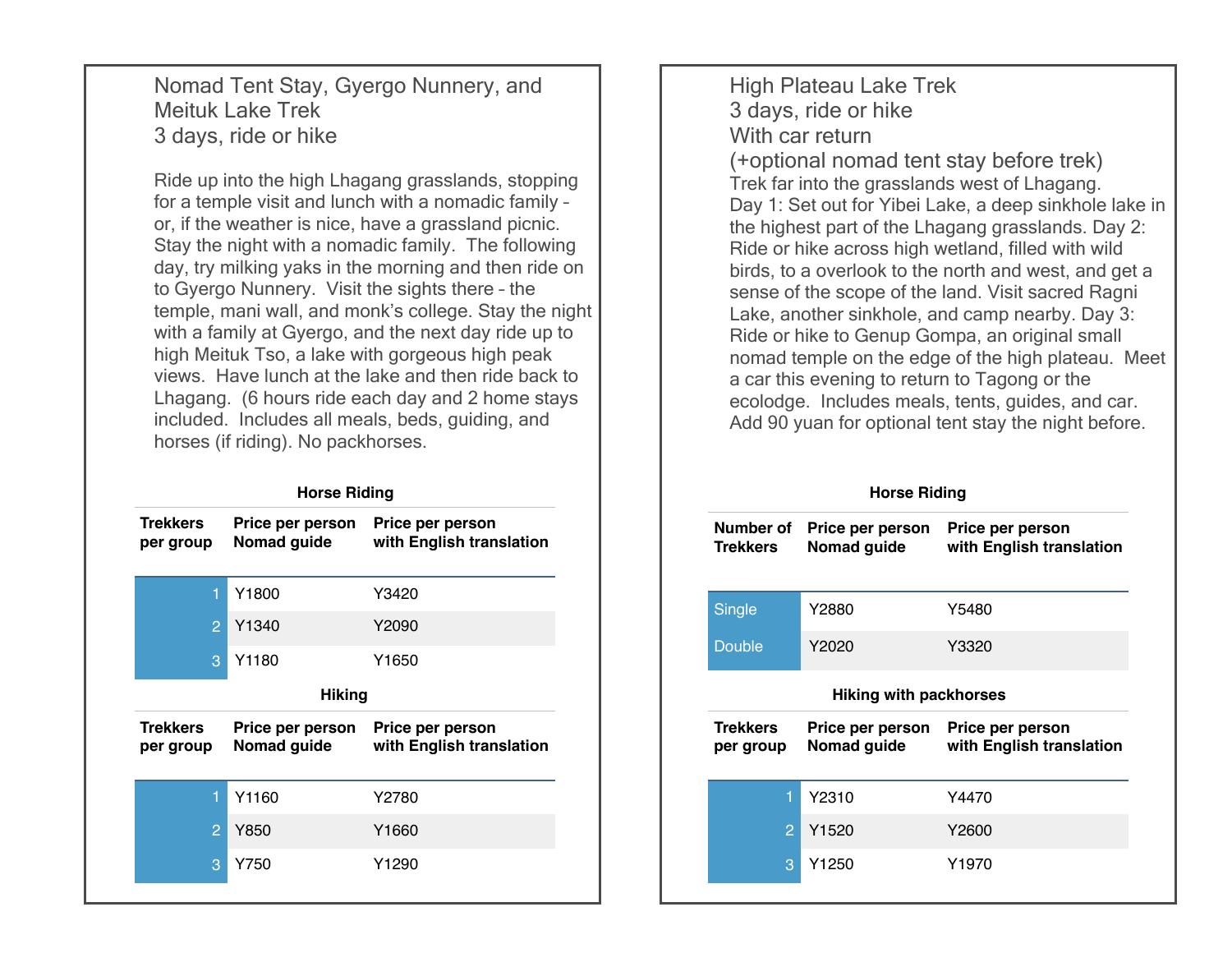## Nomad Tent Stay, Gyergo Nunnery, and Meituk Lake Trek
### 3 days, ride or hike

Ride up into the high Lhagang grasslands, stopping for a temple visit and lunch with a nomadic family – or, if the weather is nice, have a grassland picnic. Stay the night with a nomadic family. The following day, try milking yaks in the morning and then ride on to Gyergo Nunnery. Visit the sights there – the temple, mani wall, and monk's college. Stay the night with a family at Gyergo, and the next day ride up to high Meituk Tso, a lake with gorgeous high peak views. Have lunch at the lake and then ride back to Lhagang. (6 hours ride each day and 2 home stays included. Includes all meals, beds, guiding, and horses (if riding). No packhorses.

**Horse Riding**

| Trekkers per group | Price per person Nomad guide | Price per person with English translation |
|---|---|---|
| 1 | Y1800 | Y3420 |
| 2 | Y1340 | Y2090 |
| 3 | Y1180 | Y1650 |

**Hiking**

| Trekkers per group | Price per person Nomad guide | Price per person with English translation |
|---|---|---|
| 1 | Y1160 | Y2780 |
| 2 | Y850 | Y1660 |
| 3 | Y750 | Y1290 |

## High Plateau Lake Trek
### 3 days, ride or hike
### With car return
### (+optional nomad tent stay before trek)

Trek far into the grasslands west of Lhagang. Day 1: Set out for Yibei Lake, a deep sinkhole lake in the highest part of the Lhagang grasslands. Day 2: Ride or hike across high wetland, filled with wild birds, to a overlook to the north and west, and get a sense of the scope of the land. Visit sacred Ragni Lake, another sinkhole, and camp nearby. Day 3: Ride or hike to Genup Gompa, an original small nomad temple on the edge of the high plateau. Meet a car this evening to return to Tagong or the ecolodge. Includes meals, tents, guides, and car. Add 90 yuan for optional tent stay the night before.

**Horse Riding**

| Number of Trekkers | Price per person Nomad guide | Price per person with English translation |
|---|---|---|
| Single | Y2880 | Y5480 |
| Double | Y2020 | Y3320 |

**Hiking with packhorses**

| Trekkers per group | Price per person Nomad guide | Price per person with English translation |
|---|---|---|
| 1 | Y2310 | Y4470 |
| 2 | Y1520 | Y2600 |
| 3 | Y1250 | Y1970 |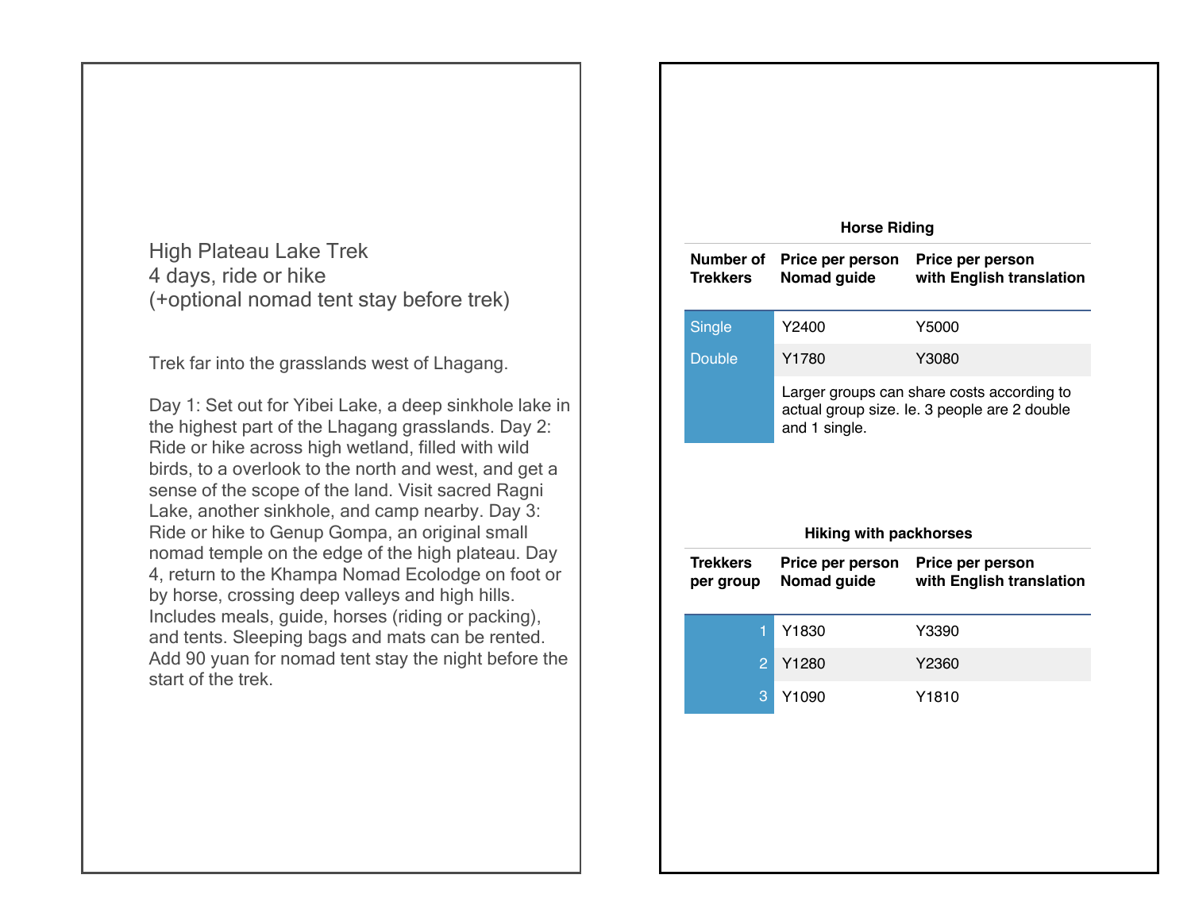## High Plateau Lake Trek
## 4 days, ride or hike
## (+optional nomad tent stay before trek)

Trek far into the grasslands west of Lhagang.

Day 1: Set out for Yibei Lake, a deep sinkhole lake in the highest part of the Lhagang grasslands. Day 2: Ride or hike across high wetland, filled with wild birds, to a overlook to the north and west, and get a sense of the scope of the land. Visit sacred Ragni Lake, another sinkhole, and camp nearby. Day 3: Ride or hike to Genup Gompa, an original small nomad temple on the edge of the high plateau. Day 4, return to the Khampa Nomad Ecolodge on foot or by horse, crossing deep valleys and high hills. Includes meals, guide, horses (riding or packing), and tents. Sleeping bags and mats can be rented. Add 90 yuan for nomad tent stay the night before the start of the trek.

**Horse Riding**

| Number of Trekkers | Price per person Nomad guide | Price per person with English translation |
|---|---|---|
| Single | Y2400 | Y5000 |
| Double | Y1780 | Y3080 |
| | Larger groups can share costs according to actual group size. Ie. 3 people are 2 double and 1 single. | |

**Hiking with packhorses**

| Trekkers per group | Price per person Nomad guide | Price per person with English translation |
|---|---|---|
| 1 | Y1830 | Y3390 |
| 2 | Y1280 | Y2360 |
| 3 | Y1090 | Y1810 |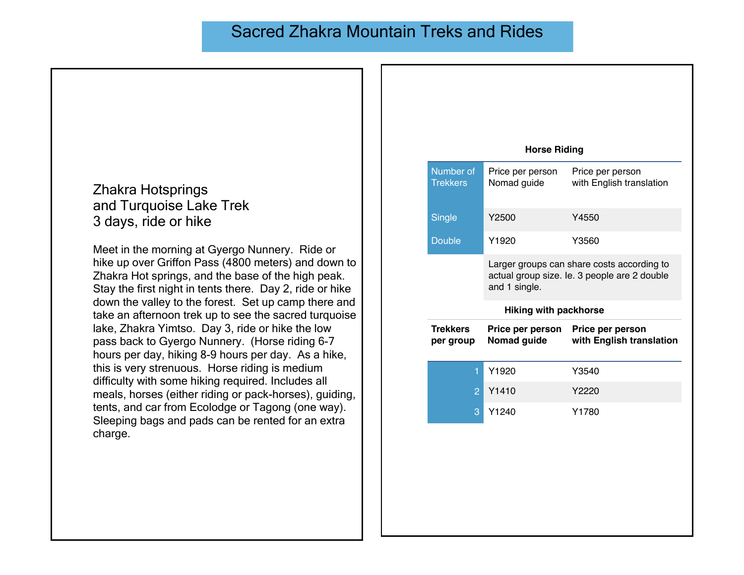# Sacred Zhakra Mountain Treks and Rides

## Zhakra Hotsprings and Turquoise Lake Trek 3 days, ride or hike

Meet in the morning at Gyergo Nunnery. Ride or hike up over Griffon Pass (4800 meters) and down to Zhakra Hot springs, and the base of the high peak. Stay the first night in tents there. Day 2, ride or hike down the valley to the forest. Set up camp there and take an afternoon trek up to see the sacred turquoise lake, Zhakra Yimtso. Day 3, ride or hike the low pass back to Gyergo Nunnery. (Horse riding 6-7 hours per day, hiking 8-9 hours per day. As a hike, this is very strenuous. Horse riding is medium difficulty with some hiking required. Includes all meals, horses (either riding or pack-horses), guiding, tents, and car from Ecolodge or Tagong (one way). Sleeping bags and pads can be rented for an extra charge.

**Horse Riding**

| Number of Trekkers | Price per person Nomad guide | Price per person with English translation |
|---|---|---|
| Single | Y2500 | Y4550 |
| Double | Y1920 | Y3560 |
| | Larger groups can share costs according to actual group size. Ie. 3 people are 2 double and 1 single. | |

**Hiking with packhorse**

| Trekkers per group | Price per person Nomad guide | Price per person with English translation |
|---|---|---|
| 1 | Y1920 | Y3540 |
| 2 | Y1410 | Y2220 |
| 3 | Y1240 | Y1780 |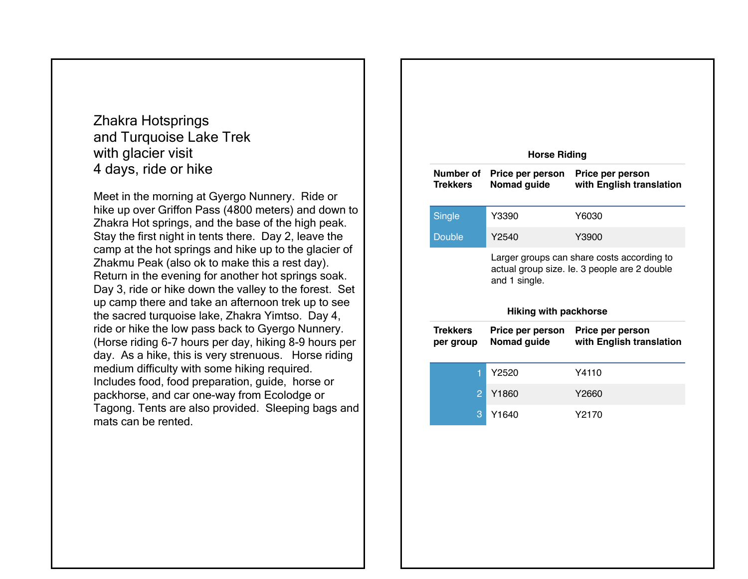# Zhakra Hotsprings and Turquoise Lake Trek with glacier visit 4 days, ride or hike

Meet in the morning at Gyergo Nunnery. Ride or hike up over Griffon Pass (4800 meters) and down to Zhakra Hot springs, and the base of the high peak. Stay the first night in tents there. Day 2, leave the camp at the hot springs and hike up to the glacier of Zhakmu Peak (also ok to make this a rest day). Return in the evening for another hot springs soak. Day 3, ride or hike down the valley to the forest. Set up camp there and take an afternoon trek up to see the sacred turquoise lake, Zhakra Yimtso. Day 4, ride or hike the low pass back to Gyergo Nunnery. (Horse riding 6-7 hours per day, hiking 8-9 hours per day. As a hike, this is very strenuous. Horse riding medium difficulty with some hiking required. Includes food, food preparation, guide, horse or packhorse, and car one-way from Ecolodge or Tagong. Tents are also provided. Sleeping bags and mats can be rented.

**Horse Riding**

| Number of Trekkers | Price per person Nomad guide | Price per person with English translation |
|---|---|---|
| Single | Y3390 | Y6030 |
| Double | Y2540 | Y3900 |

Larger groups can share costs according to actual group size. Ie. 3 people are 2 double and 1 single.

**Hiking with packhorse**

| Trekkers per group | Price per person Nomad guide | Price per person with English translation |
|---|---|---|
| 1 | Y2520 | Y4110 |
| 2 | Y1860 | Y2660 |
| 3 | Y1640 | Y2170 |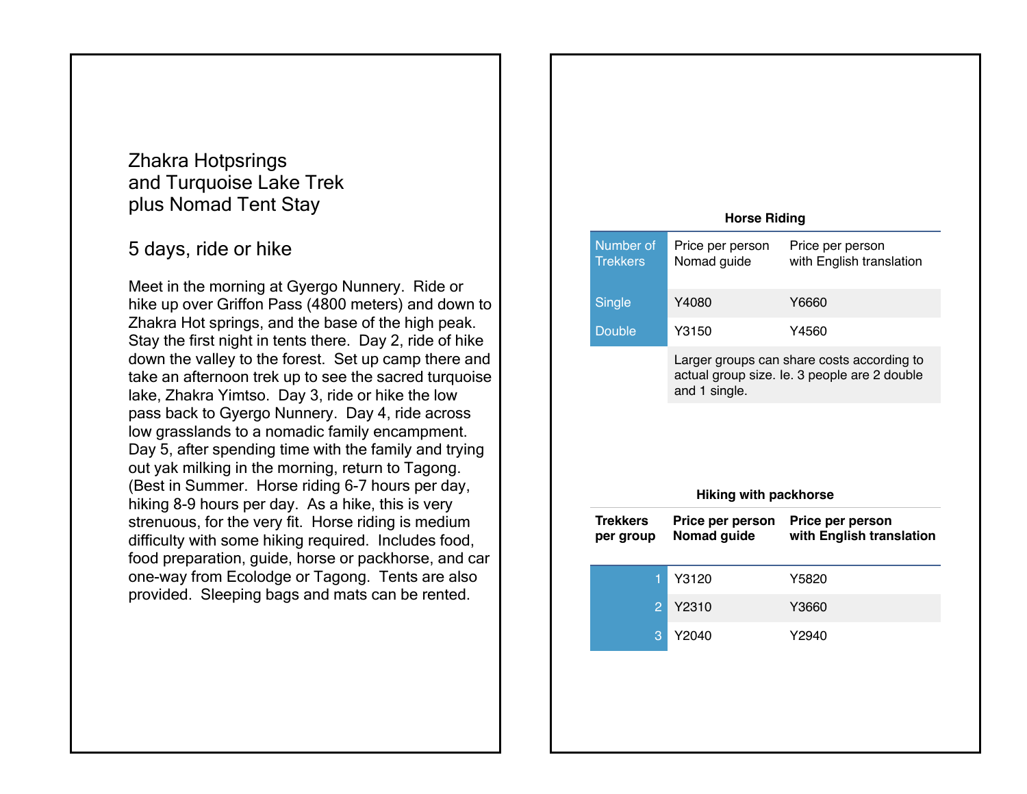# Zhakra Hotpsrings and Turquoise Lake Trek plus Nomad Tent Stay

## 5 days, ride or hike

Meet in the morning at Gyergo Nunnery. Ride or hike up over Griffon Pass (4800 meters) and down to Zhakra Hot springs, and the base of the high peak. Stay the first night in tents there. Day 2, ride of hike down the valley to the forest. Set up camp there and take an afternoon trek up to see the sacred turquoise lake, Zhakra Yimtso. Day 3, ride or hike the low pass back to Gyergo Nunnery. Day 4, ride across low grasslands to a nomadic family encampment. Day 5, after spending time with the family and trying out yak milking in the morning, return to Tagong. (Best in Summer. Horse riding 6-7 hours per day, hiking 8-9 hours per day. As a hike, this is very strenuous, for the very fit. Horse riding is medium difficulty with some hiking required. Includes food, food preparation, guide, horse or packhorse, and car one-way from Ecolodge or Tagong. Tents are also provided. Sleeping bags and mats can be rented.

**Horse Riding**

| Number of Trekkers | Price per person Nomad guide | Price per person with English translation |
|---|---|---|
| Single | Y4080 | Y6660 |
| Double | Y3150 | Y4560 |
| | Larger groups can share costs according to actual group size. Ie. 3 people are 2 double and 1 single. | |

**Hiking with packhorse**

| Trekkers per group | Price per person Nomad guide | Price per person with English translation |
|---|---|---|
| 1 | Y3120 | Y5820 |
| 2 | Y2310 | Y3660 |
| 3 | Y2040 | Y2940 |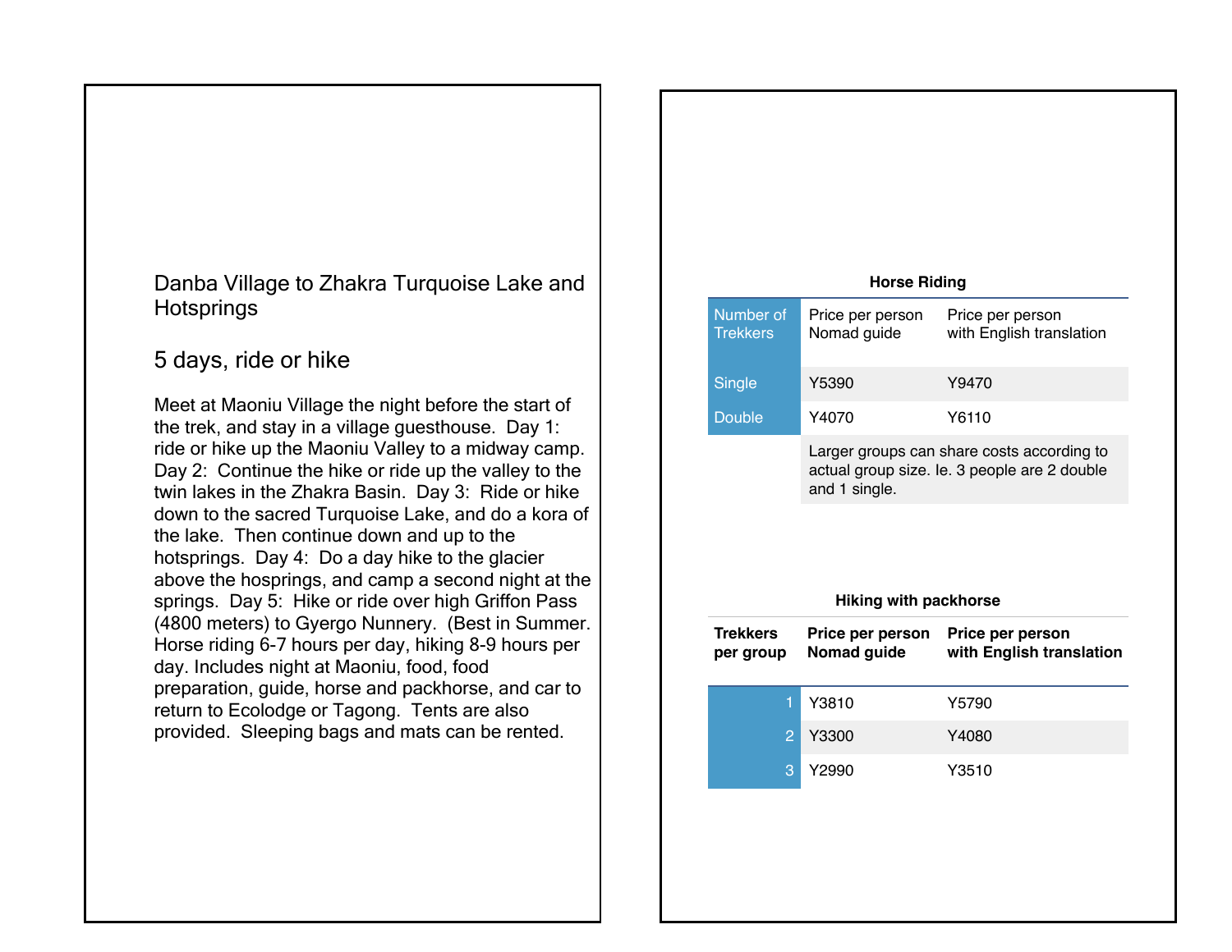## Danba Village to Zhakra Turquoise Lake and Hotsprings

### 5 days, ride or hike

Meet at Maoniu Village the night before the start of the trek, and stay in a village guesthouse. Day 1: ride or hike up the Maoniu Valley to a midway camp. Day 2: Continue the hike or ride up the valley to the twin lakes in the Zhakra Basin. Day 3: Ride or hike down to the sacred Turquoise Lake, and do a kora of the lake. Then continue down and up to the hotsprings. Day 4: Do a day hike to the glacier above the hosprings, and camp a second night at the springs. Day 5: Hike or ride over high Griffon Pass (4800 meters) to Gyergo Nunnery. (Best in Summer. Horse riding 6-7 hours per day, hiking 8-9 hours per day. Includes night at Maoniu, food, food preparation, guide, horse and packhorse, and car to return to Ecolodge or Tagong. Tents are also provided. Sleeping bags and mats can be rented.

**Horse Riding**

| Number of Trekkers | Price per person Nomad guide | Price per person with English translation |
|---|---|---|
| Single | Y5390 | Y9470 |
| Double | Y4070 | Y6110 |
| | Larger groups can share costs according to actual group size. Ie. 3 people are 2 double and 1 single. | |

**Hiking with packhorse**

| Trekkers per group | Price per person Nomad guide | Price per person with English translation |
|---|---|---|
| 1 | Y3810 | Y5790 |
| 2 | Y3300 | Y4080 |
| 3 | Y2990 | Y3510 |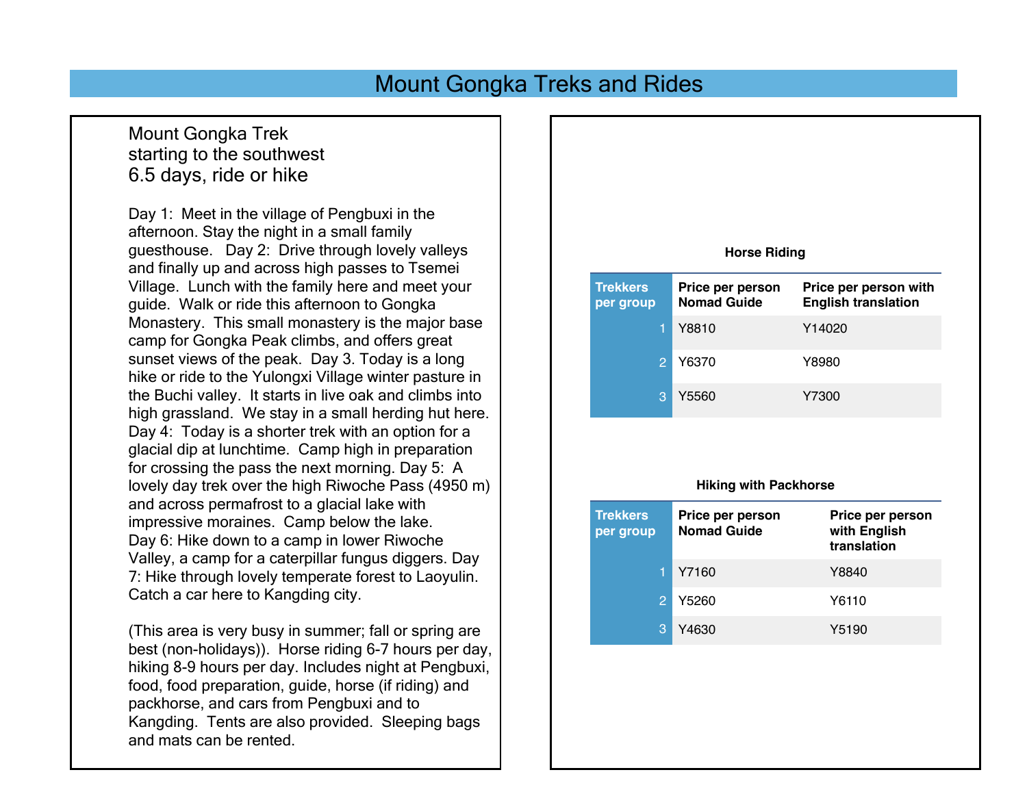# Mount Gongka Treks and Rides

## Mount Gongka Trek
## starting to the southwest
## 6.5 days, ride or hike

Day 1: Meet in the village of Pengbuxi in the afternoon. Stay the night in a small family guesthouse. Day 2: Drive through lovely valleys and finally up and across high passes to Tsemei Village. Lunch with the family here and meet your guide. Walk or ride this afternoon to Gongka Monastery. This small monastery is the major base camp for Gongka Peak climbs, and offers great sunset views of the peak. Day 3. Today is a long hike or ride to the Yulongxi Village winter pasture in the Buchi valley. It starts in live oak and climbs into high grassland. We stay in a small herding hut here. Day 4: Today is a shorter trek with an option for a glacial dip at lunchtime. Camp high in preparation for crossing the pass the next morning. Day 5: A lovely day trek over the high Riwoche Pass (4950 m) and across permafrost to a glacial lake with impressive moraines. Camp below the lake. Day 6: Hike down to a camp in lower Riwoche Valley, a camp for a caterpillar fungus diggers. Day 7: Hike through lovely temperate forest to Laoyulin. Catch a car here to Kangding city.

(This area is very busy in summer; fall or spring are best (non-holidays)). Horse riding 6-7 hours per day, hiking 8-9 hours per day. Includes night at Pengbuxi, food, food preparation, guide, horse (if riding) and packhorse, and cars from Pengbuxi and to Kangding. Tents are also provided. Sleeping bags and mats can be rented.

**Horse Riding**

| Trekkers per group | Price per person Nomad Guide | Price per person with English translation |
|---|---|---|
| 1 | Y8810 | Y14020 |
| 2 | Y6370 | Y8980 |
| 3 | Y5560 | Y7300 |

**Hiking with Packhorse**

| Trekkers per group | Price per person Nomad Guide | Price per person with English translation |
|---|---|---|
| 1 | Y7160 | Y8840 |
| 2 | Y5260 | Y6110 |
| 3 | Y4630 | Y5190 |